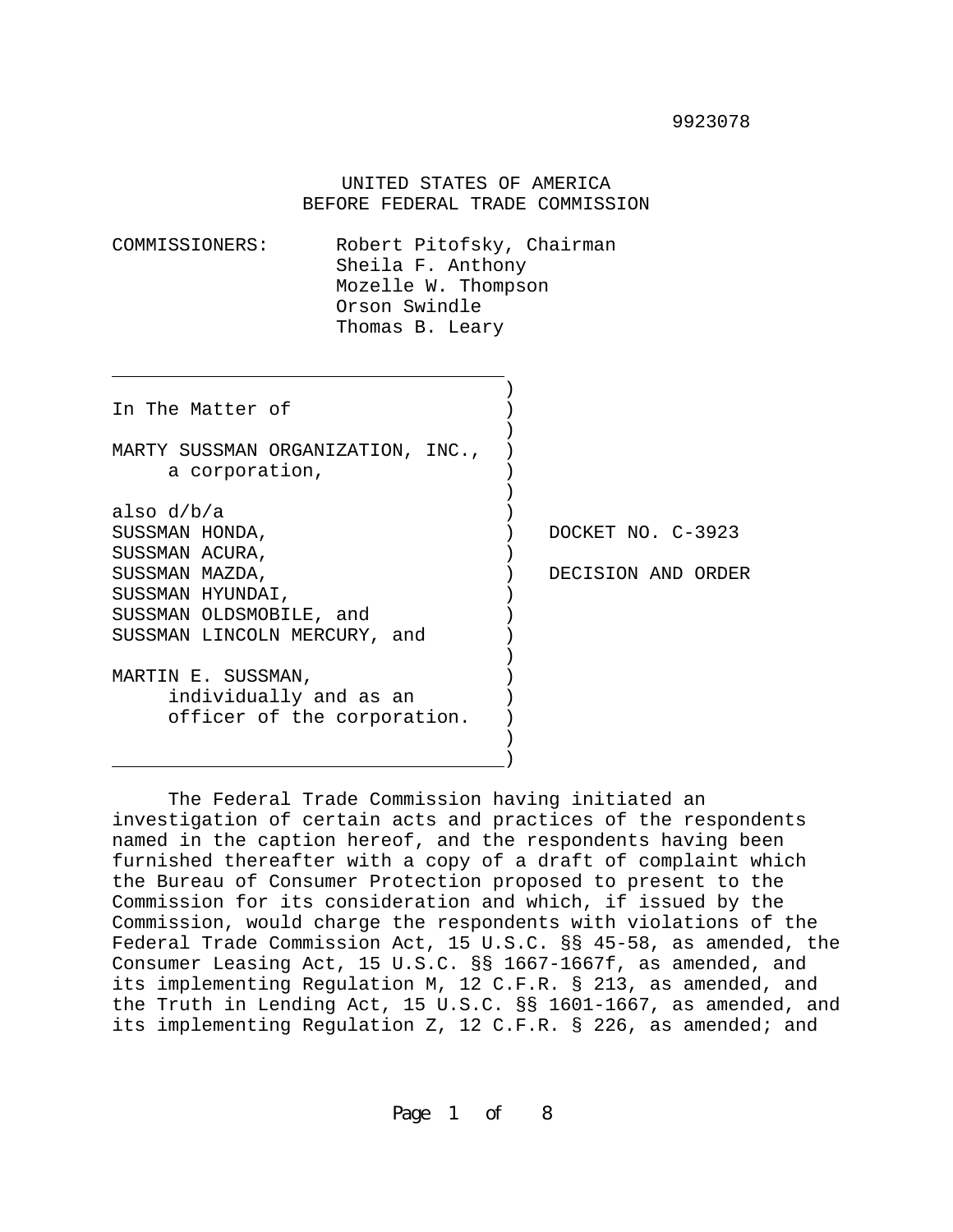9923078

UNITED STATES OF AMERICA
BEFORE FEDERAL TRADE COMMISSION

COMMISSIONERS: Robert Pitofsky, Chairman
Sheila F. Anthony
Mozelle W. Thompson
Orson Swindle
Thomas B. Leary

In The Matter of

MARTY SUSSMAN ORGANIZATION, INC.,
a corporation,

also d/b/a
SUSSMAN HONDA,
SUSSMAN ACURA,
SUSSMAN MAZDA,
SUSSMAN HYUNDAI,
SUSSMAN OLDSMOBILE, and
SUSSMAN LINCOLN MERCURY, and

MARTIN E. SUSSMAN,
individually and as an
officer of the corporation.

DOCKET NO. C-3923

DECISION AND ORDER

The Federal Trade Commission having initiated an investigation of certain acts and practices of the respondents named in the caption hereof, and the respondents having been furnished thereafter with a copy of a draft of complaint which the Bureau of Consumer Protection proposed to present to the Commission for its consideration and which, if issued by the Commission, would charge the respondents with violations of the Federal Trade Commission Act, 15 U.S.C. §§ 45-58, as amended, the Consumer Leasing Act, 15 U.S.C. §§ 1667-1667f, as amended, and its implementing Regulation M, 12 C.F.R. § 213, as amended, and the Truth in Lending Act, 15 U.S.C. §§ 1601-1667, as amended, and its implementing Regulation Z, 12 C.F.R. § 226, as amended; and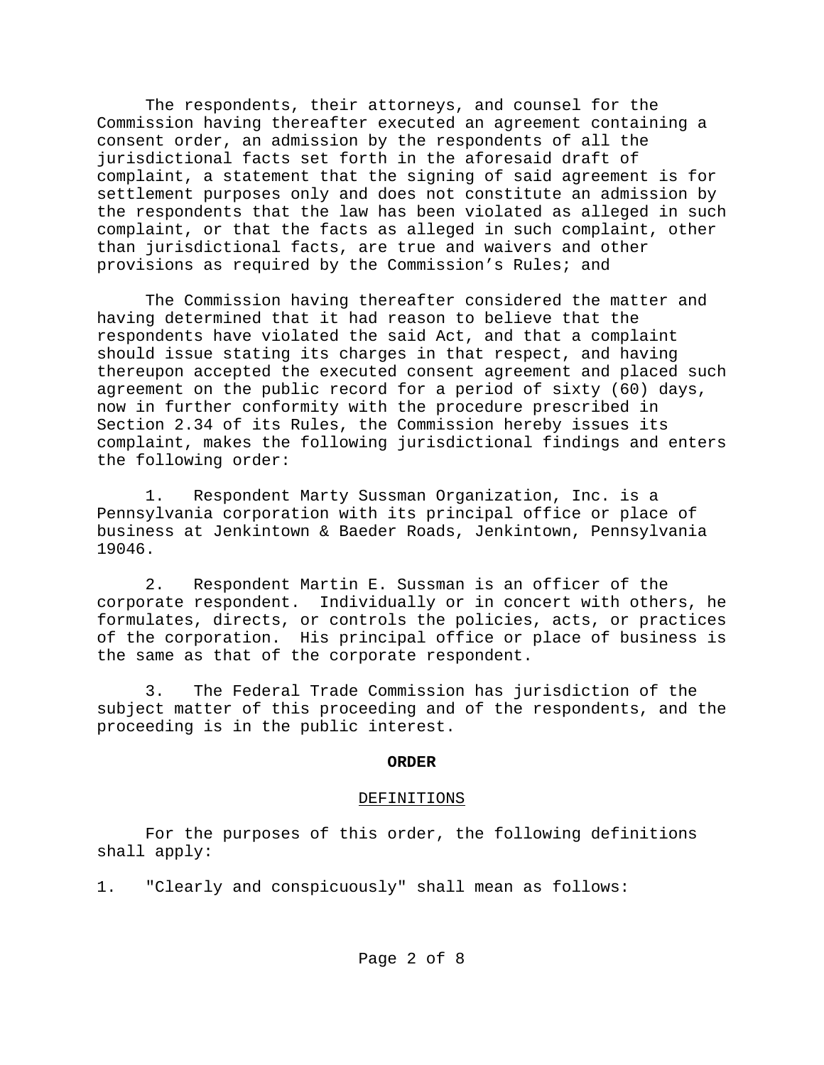The respondents, their attorneys, and counsel for the Commission having thereafter executed an agreement containing a consent order, an admission by the respondents of all the jurisdictional facts set forth in the aforesaid draft of complaint, a statement that the signing of said agreement is for settlement purposes only and does not constitute an admission by the respondents that the law has been violated as alleged in such complaint, or that the facts as alleged in such complaint, other than jurisdictional facts, are true and waivers and other provisions as required by the Commission's Rules; and

The Commission having thereafter considered the matter and having determined that it had reason to believe that the respondents have violated the said Act, and that a complaint should issue stating its charges in that respect, and having thereupon accepted the executed consent agreement and placed such agreement on the public record for a period of sixty (60) days, now in further conformity with the procedure prescribed in Section 2.34 of its Rules, the Commission hereby issues its complaint, makes the following jurisdictional findings and enters the following order:

1. Respondent Marty Sussman Organization, Inc. is a Pennsylvania corporation with its principal office or place of business at Jenkintown & Baeder Roads, Jenkintown, Pennsylvania 19046.

2. Respondent Martin E. Sussman is an officer of the corporate respondent. Individually or in concert with others, he formulates, directs, or controls the policies, acts, or practices of the corporation. His principal office or place of business is the same as that of the corporate respondent.

3. The Federal Trade Commission has jurisdiction of the subject matter of this proceeding and of the respondents, and the proceeding is in the public interest.

## ORDER

### DEFINITIONS

For the purposes of this order, the following definitions shall apply:

1. "Clearly and conspicuously" shall mean as follows: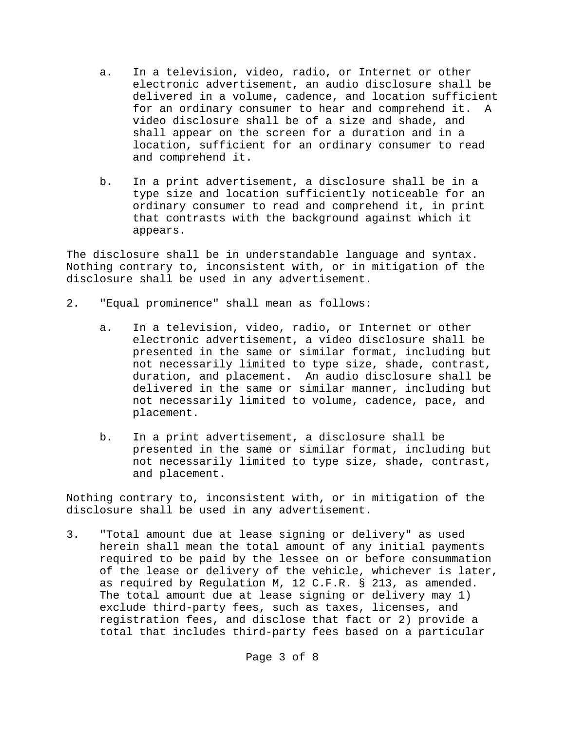a. In a television, video, radio, or Internet or other electronic advertisement, an audio disclosure shall be delivered in a volume, cadence, and location sufficient for an ordinary consumer to hear and comprehend it. A video disclosure shall be of a size and shade, and shall appear on the screen for a duration and in a location, sufficient for an ordinary consumer to read and comprehend it.

b. In a print advertisement, a disclosure shall be in a type size and location sufficiently noticeable for an ordinary consumer to read and comprehend it, in print that contrasts with the background against which it appears.

The disclosure shall be in understandable language and syntax. Nothing contrary to, inconsistent with, or in mitigation of the disclosure shall be used in any advertisement.

2. "Equal prominence" shall mean as follows:

   a. In a television, video, radio, or Internet or other electronic advertisement, a video disclosure shall be presented in the same or similar format, including but not necessarily limited to type size, shade, contrast, duration, and placement. An audio disclosure shall be delivered in the same or similar manner, including but not necessarily limited to volume, cadence, pace, and placement.

   b. In a print advertisement, a disclosure shall be presented in the same or similar format, including but not necessarily limited to type size, shade, contrast, and placement.

Nothing contrary to, inconsistent with, or in mitigation of the disclosure shall be used in any advertisement.

3. "Total amount due at lease signing or delivery" as used herein shall mean the total amount of any initial payments required to be paid by the lessee on or before consummation of the lease or delivery of the vehicle, whichever is later, as required by Regulation M, 12 C.F.R. § 213, as amended. The total amount due at lease signing or delivery may 1) exclude third-party fees, such as taxes, licenses, and registration fees, and disclose that fact or 2) provide a total that includes third-party fees based on a particular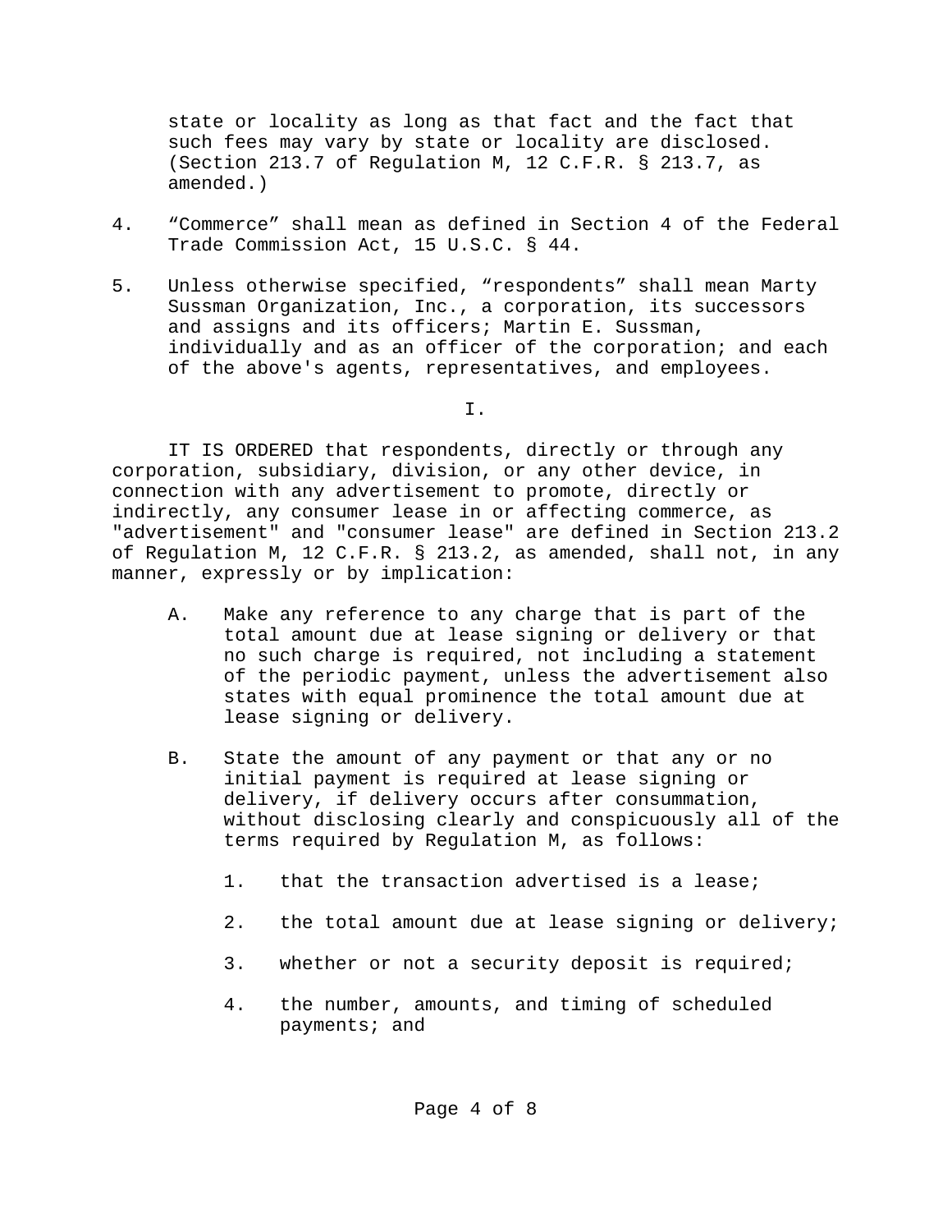state or locality as long as that fact and the fact that such fees may vary by state or locality are disclosed. (Section 213.7 of Regulation M, 12 C.F.R. § 213.7, as amended.)

4. "Commerce" shall mean as defined in Section 4 of the Federal Trade Commission Act, 15 U.S.C. § 44.

5. Unless otherwise specified, "respondents" shall mean Marty Sussman Organization, Inc., a corporation, its successors and assigns and its officers; Martin E. Sussman, individually and as an officer of the corporation; and each of the above's agents, representatives, and employees.

I.

IT IS ORDERED that respondents, directly or through any corporation, subsidiary, division, or any other device, in connection with any advertisement to promote, directly or indirectly, any consumer lease in or affecting commerce, as "advertisement" and "consumer lease" are defined in Section 213.2 of Regulation M, 12 C.F.R. § 213.2, as amended, shall not, in any manner, expressly or by implication:

A. Make any reference to any charge that is part of the total amount due at lease signing or delivery or that no such charge is required, not including a statement of the periodic payment, unless the advertisement also states with equal prominence the total amount due at lease signing or delivery.

B. State the amount of any payment or that any or no initial payment is required at lease signing or delivery, if delivery occurs after consummation, without disclosing clearly and conspicuously all of the terms required by Regulation M, as follows:

   1. that the transaction advertised is a lease;

   2. the total amount due at lease signing or delivery;

   3. whether or not a security deposit is required;

   4. the number, amounts, and timing of scheduled payments; and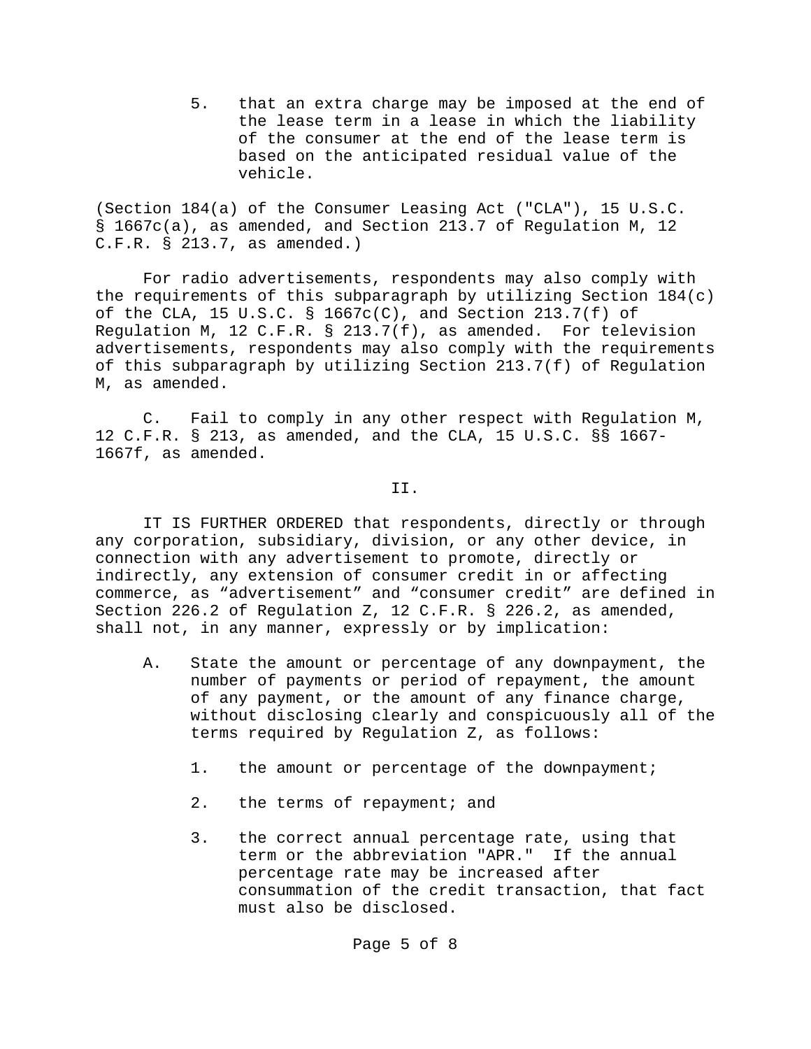5. that an extra charge may be imposed at the end of the lease term in a lease in which the liability of the consumer at the end of the lease term is based on the anticipated residual value of the vehicle.

(Section 184(a) of the Consumer Leasing Act ("CLA"), 15 U.S.C. § 1667c(a), as amended, and Section 213.7 of Regulation M, 12 C.F.R. § 213.7, as amended.)

For radio advertisements, respondents may also comply with the requirements of this subparagraph by utilizing Section 184(c) of the CLA, 15 U.S.C. § 1667c(C), and Section 213.7(f) of Regulation M, 12 C.F.R. § 213.7(f), as amended. For television advertisements, respondents may also comply with the requirements of this subparagraph by utilizing Section 213.7(f) of Regulation M, as amended.

C. Fail to comply in any other respect with Regulation M, 12 C.F.R. § 213, as amended, and the CLA, 15 U.S.C. §§ 1667-1667f, as amended.

II.

IT IS FURTHER ORDERED that respondents, directly or through any corporation, subsidiary, division, or any other device, in connection with any advertisement to promote, directly or indirectly, any extension of consumer credit in or affecting commerce, as “advertisement” and “consumer credit” are defined in Section 226.2 of Regulation Z, 12 C.F.R. § 226.2, as amended, shall not, in any manner, expressly or by implication:

A. State the amount or percentage of any downpayment, the number of payments or period of repayment, the amount of any payment, or the amount of any finance charge, without disclosing clearly and conspicuously all of the terms required by Regulation Z, as follows:

   1. the amount or percentage of the downpayment;

   2. the terms of repayment; and

   3. the correct annual percentage rate, using that term or the abbreviation "APR." If the annual percentage rate may be increased after consummation of the credit transaction, that fact must also be disclosed.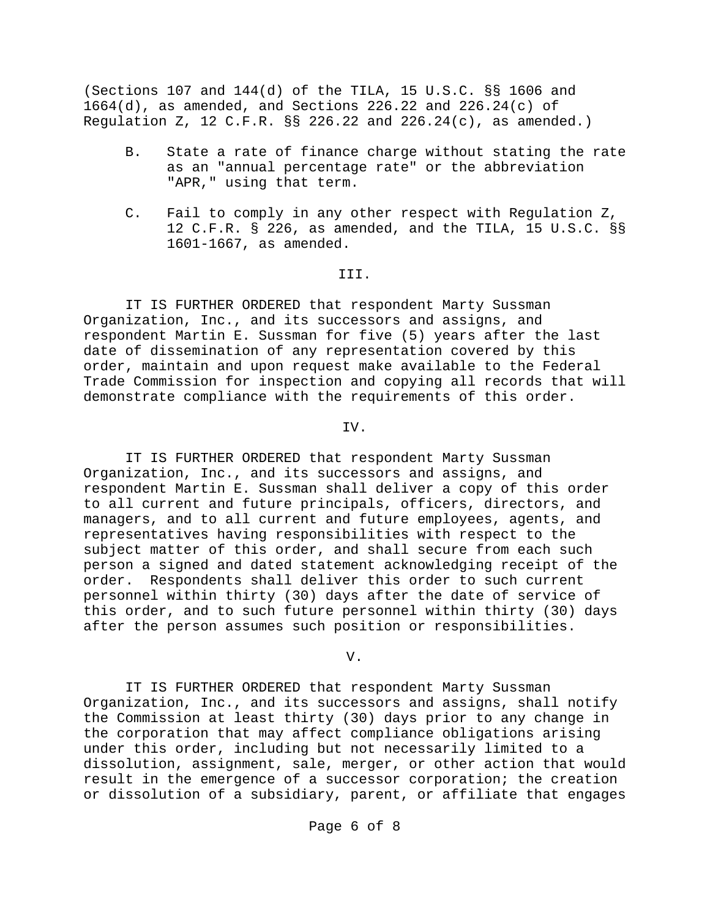(Sections 107 and 144(d) of the TILA, 15 U.S.C. §§ 1606 and 1664(d), as amended, and Sections 226.22 and 226.24(c) of Regulation Z, 12 C.F.R. §§ 226.22 and 226.24(c), as amended.)

B. State a rate of finance charge without stating the rate as an "annual percentage rate" or the abbreviation "APR," using that term.

C. Fail to comply in any other respect with Regulation Z, 12 C.F.R. § 226, as amended, and the TILA, 15 U.S.C. §§ 1601-1667, as amended.

III.

IT IS FURTHER ORDERED that respondent Marty Sussman Organization, Inc., and its successors and assigns, and respondent Martin E. Sussman for five (5) years after the last date of dissemination of any representation covered by this order, maintain and upon request make available to the Federal Trade Commission for inspection and copying all records that will demonstrate compliance with the requirements of this order.

IV.

IT IS FURTHER ORDERED that respondent Marty Sussman Organization, Inc., and its successors and assigns, and respondent Martin E. Sussman shall deliver a copy of this order to all current and future principals, officers, directors, and managers, and to all current and future employees, agents, and representatives having responsibilities with respect to the subject matter of this order, and shall secure from each such person a signed and dated statement acknowledging receipt of the order. Respondents shall deliver this order to such current personnel within thirty (30) days after the date of service of this order, and to such future personnel within thirty (30) days after the person assumes such position or responsibilities.

V.

IT IS FURTHER ORDERED that respondent Marty Sussman Organization, Inc., and its successors and assigns, shall notify the Commission at least thirty (30) days prior to any change in the corporation that may affect compliance obligations arising under this order, including but not necessarily limited to a dissolution, assignment, sale, merger, or other action that would result in the emergence of a successor corporation; the creation or dissolution of a subsidiary, parent, or affiliate that engages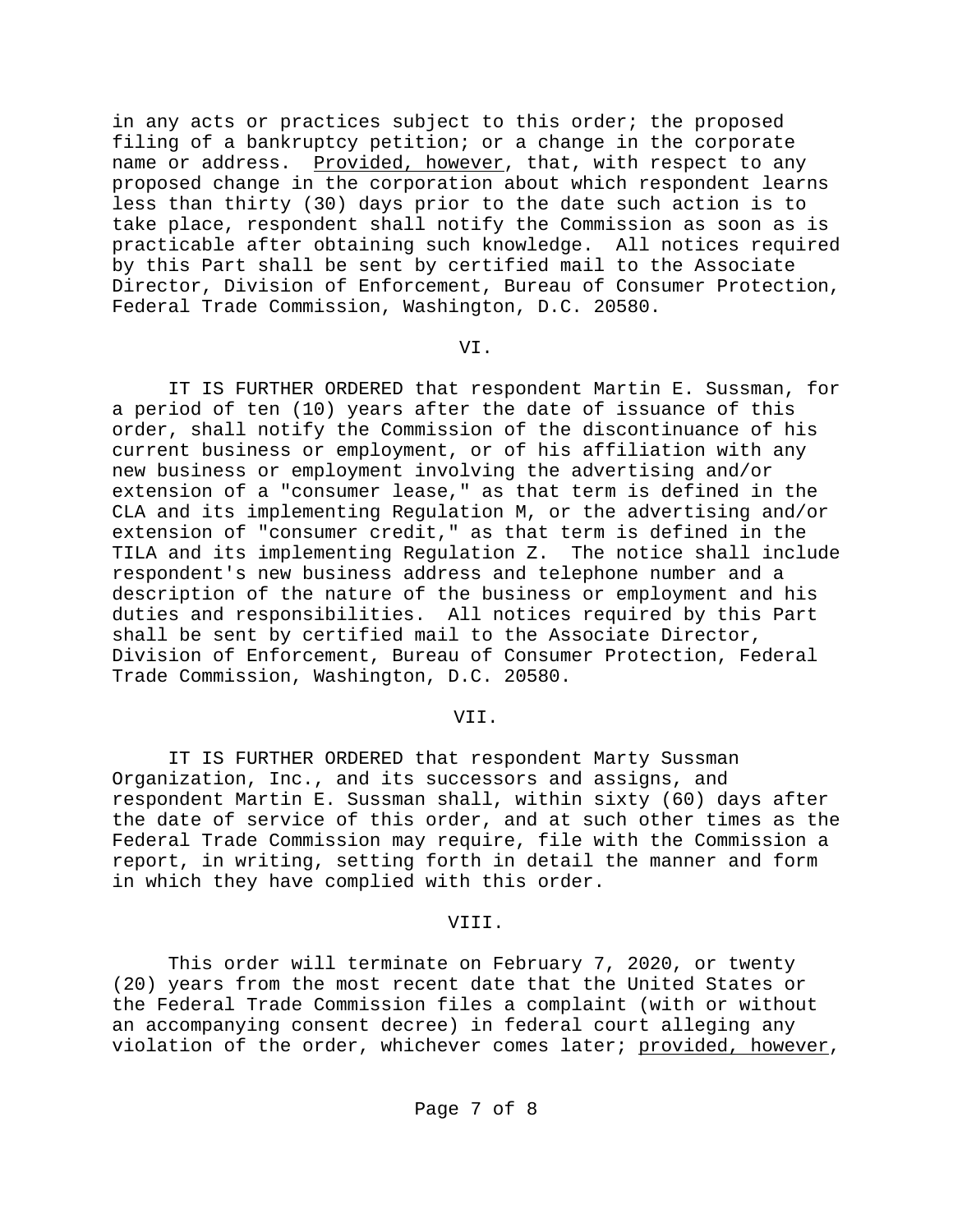in any acts or practices subject to this order; the proposed filing of a bankruptcy petition; or a change in the corporate name or address. Provided, however, that, with respect to any proposed change in the corporation about which respondent learns less than thirty (30) days prior to the date such action is to take place, respondent shall notify the Commission as soon as is practicable after obtaining such knowledge. All notices required by this Part shall be sent by certified mail to the Associate Director, Division of Enforcement, Bureau of Consumer Protection, Federal Trade Commission, Washington, D.C. 20580.

VI.

IT IS FURTHER ORDERED that respondent Martin E. Sussman, for a period of ten (10) years after the date of issuance of this order, shall notify the Commission of the discontinuance of his current business or employment, or of his affiliation with any new business or employment involving the advertising and/or extension of a "consumer lease," as that term is defined in the CLA and its implementing Regulation M, or the advertising and/or extension of "consumer credit," as that term is defined in the TILA and its implementing Regulation Z. The notice shall include respondent's new business address and telephone number and a description of the nature of the business or employment and his duties and responsibilities. All notices required by this Part shall be sent by certified mail to the Associate Director, Division of Enforcement, Bureau of Consumer Protection, Federal Trade Commission, Washington, D.C. 20580.

VII.

IT IS FURTHER ORDERED that respondent Marty Sussman Organization, Inc., and its successors and assigns, and respondent Martin E. Sussman shall, within sixty (60) days after the date of service of this order, and at such other times as the Federal Trade Commission may require, file with the Commission a report, in writing, setting forth in detail the manner and form in which they have complied with this order.

VIII.

This order will terminate on February 7, 2020, or twenty (20) years from the most recent date that the United States or the Federal Trade Commission files a complaint (with or without an accompanying consent decree) in federal court alleging any violation of the order, whichever comes later; provided, however,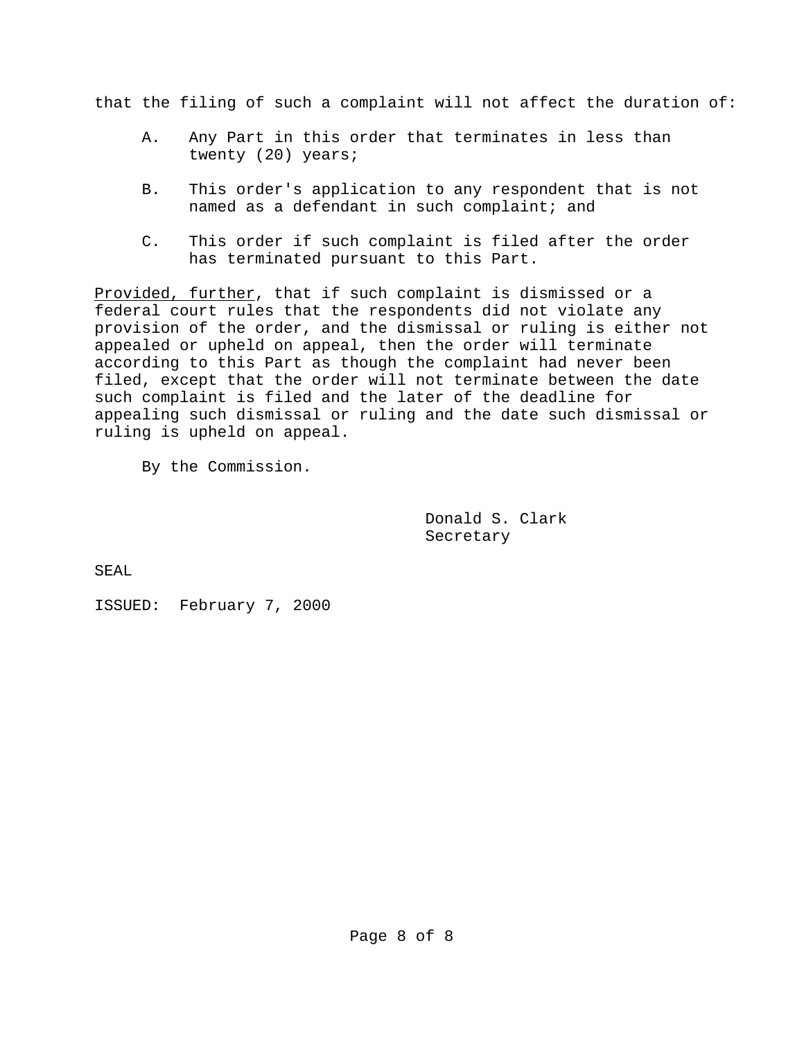that the filing of such a complaint will not affect the duration of:

A. Any Part in this order that terminates in less than twenty (20) years;

B. This order's application to any respondent that is not named as a defendant in such complaint; and

C. This order if such complaint is filed after the order has terminated pursuant to this Part.

Provided, further, that if such complaint is dismissed or a federal court rules that the respondents did not violate any provision of the order, and the dismissal or ruling is either not appealed or upheld on appeal, then the order will terminate according to this Part as though the complaint had never been filed, except that the order will not terminate between the date such complaint is filed and the later of the deadline for appealing such dismissal or ruling and the date such dismissal or ruling is upheld on appeal.

By the Commission.

Donald S. Clark
Secretary

SEAL

ISSUED: February 7, 2000